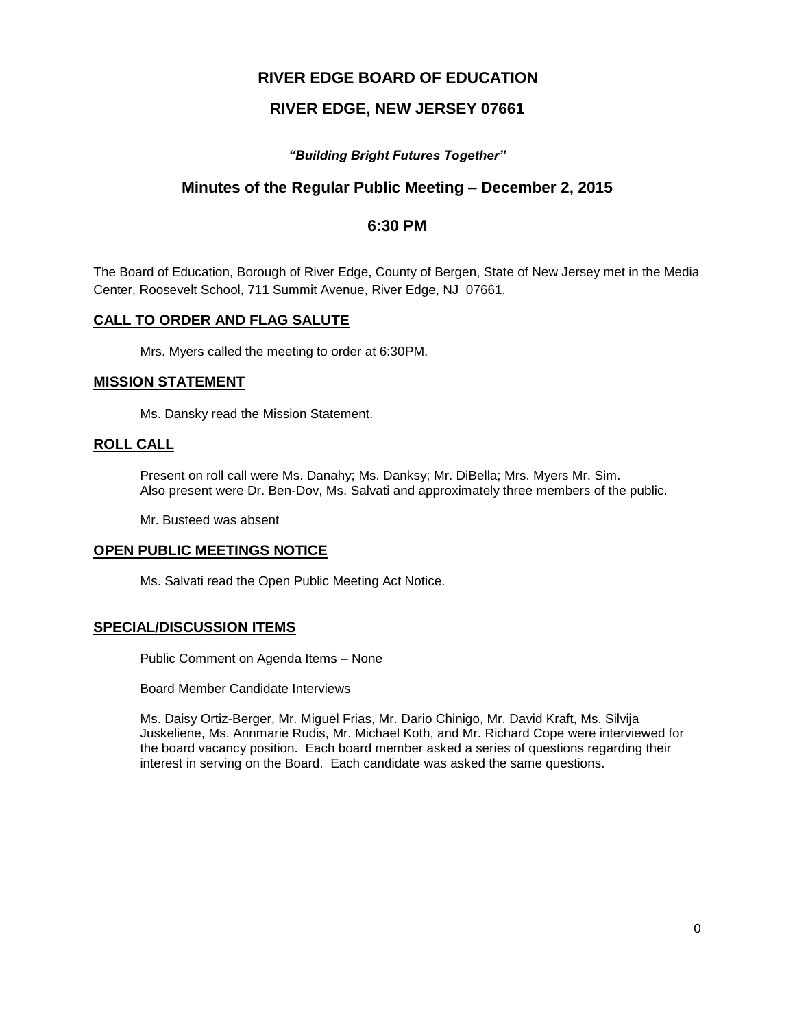# RIVER EDGE BOARD OF EDUCATION

## RIVER EDGE, NEW JERSEY 07661

***"Building Bright Futures Together"***

## Minutes of the Regular Public Meeting – December 2, 2015

## 6:30 PM

The Board of Education, Borough of River Edge, County of Bergen, State of New Jersey met in the Media Center, Roosevelt School, 711 Summit Avenue, River Edge, NJ 07661.

**CALL TO ORDER AND FLAG SALUTE**

Mrs. Myers called the meeting to order at 6:30PM.

**MISSION STATEMENT**

Ms. Dansky read the Mission Statement.

**ROLL CALL**

Present on roll call were Ms. Danahy; Ms. Danksy; Mr. DiBella; Mrs. Myers Mr. Sim.
Also present were Dr. Ben-Dov, Ms. Salvati and approximately three members of the public.

Mr. Busteed was absent

**OPEN PUBLIC MEETINGS NOTICE**

Ms. Salvati read the Open Public Meeting Act Notice.

**SPECIAL/DISCUSSION ITEMS**

Public Comment on Agenda Items – None

Board Member Candidate Interviews

Ms. Daisy Ortiz-Berger, Mr. Miguel Frias, Mr. Dario Chinigo, Mr. David Kraft, Ms. Silvija Juskeliene, Ms. Annmarie Rudis, Mr. Michael Koth, and Mr. Richard Cope were interviewed for the board vacancy position. Each board member asked a series of questions regarding their interest in serving on the Board. Each candidate was asked the same questions.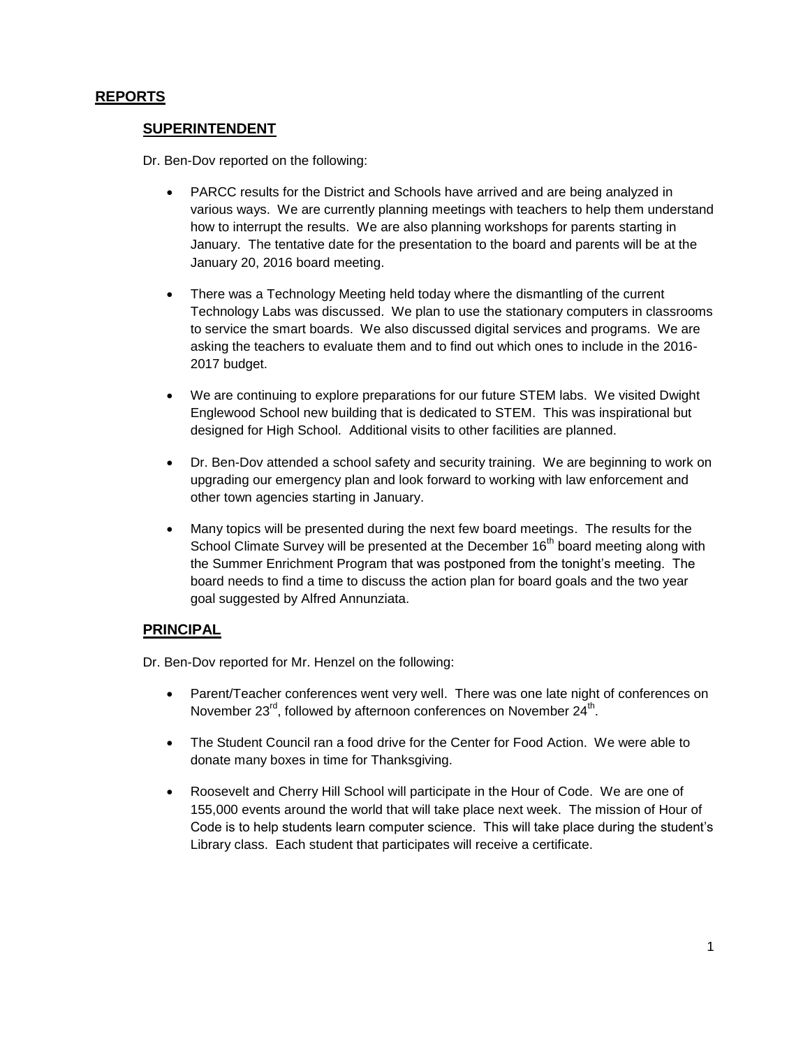## REPORTS

### SUPERINTENDENT

Dr. Ben-Dov reported on the following:

- PARCC results for the District and Schools have arrived and are being analyzed in various ways. We are currently planning meetings with teachers to help them understand how to interrupt the results. We are also planning workshops for parents starting in January. The tentative date for the presentation to the board and parents will be at the January 20, 2016 board meeting.

- There was a Technology Meeting held today where the dismantling of the current Technology Labs was discussed. We plan to use the stationary computers in classrooms to service the smart boards. We also discussed digital services and programs. We are asking the teachers to evaluate them and to find out which ones to include in the 2016-2017 budget.

- We are continuing to explore preparations for our future STEM labs. We visited Dwight Englewood School new building that is dedicated to STEM. This was inspirational but designed for High School. Additional visits to other facilities are planned.

- Dr. Ben-Dov attended a school safety and security training. We are beginning to work on upgrading our emergency plan and look forward to working with law enforcement and other town agencies starting in January.

- Many topics will be presented during the next few board meetings. The results for the School Climate Survey will be presented at the December 16th board meeting along with the Summer Enrichment Program that was postponed from the tonight's meeting. The board needs to find a time to discuss the action plan for board goals and the two year goal suggested by Alfred Annunziata.

### PRINCIPAL

Dr. Ben-Dov reported for Mr. Henzel on the following:

- Parent/Teacher conferences went very well. There was one late night of conferences on November 23rd, followed by afternoon conferences on November 24th.

- The Student Council ran a food drive for the Center for Food Action. We were able to donate many boxes in time for Thanksgiving.

- Roosevelt and Cherry Hill School will participate in the Hour of Code. We are one of 155,000 events around the world that will take place next week. The mission of Hour of Code is to help students learn computer science. This will take place during the student's Library class. Each student that participates will receive a certificate.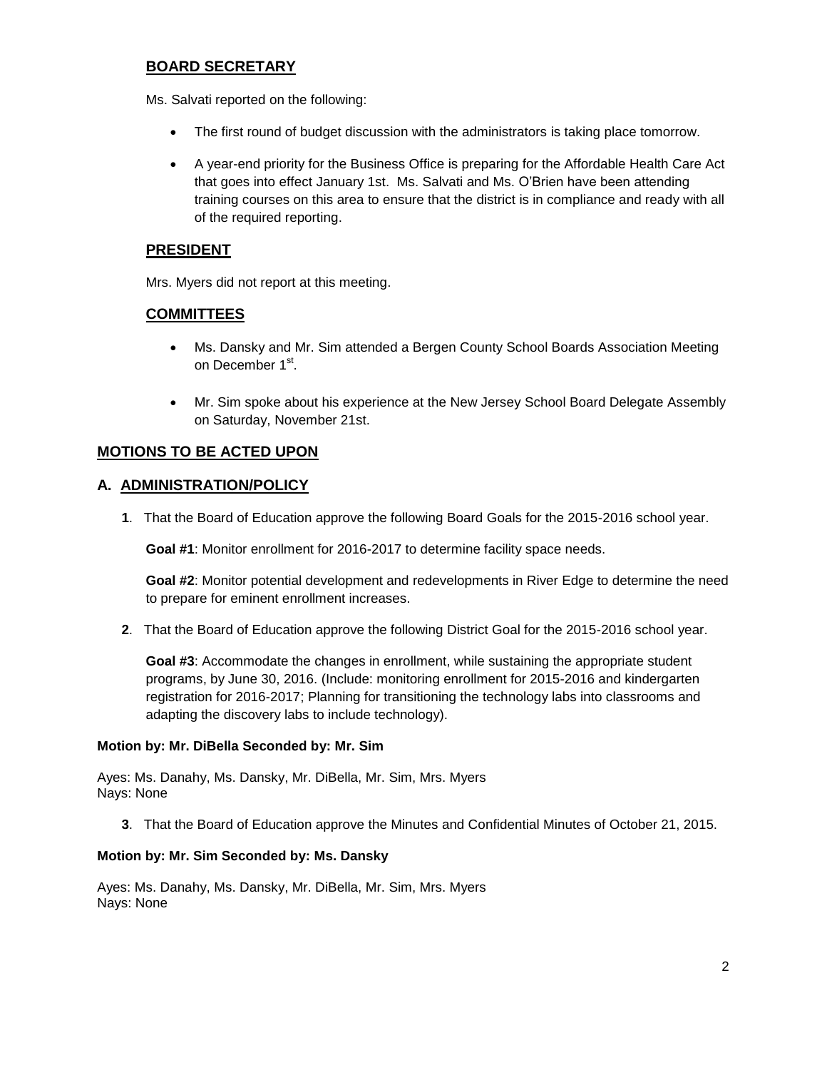## BOARD SECRETARY

Ms. Salvati reported on the following:

- The first round of budget discussion with the administrators is taking place tomorrow.
- A year-end priority for the Business Office is preparing for the Affordable Health Care Act that goes into effect January 1st. Ms. Salvati and Ms. O'Brien have been attending training courses on this area to ensure that the district is in compliance and ready with all of the required reporting.

## PRESIDENT

Mrs. Myers did not report at this meeting.

## COMMITTEES

- Ms. Dansky and Mr. Sim attended a Bergen County School Boards Association Meeting on December 1st.
- Mr. Sim spoke about his experience at the New Jersey School Board Delegate Assembly on Saturday, November 21st.

## MOTIONS TO BE ACTED UPON

## A. ADMINISTRATION/POLICY

**1**. That the Board of Education approve the following Board Goals for the 2015-2016 school year.

**Goal #1**: Monitor enrollment for 2016-2017 to determine facility space needs.

**Goal #2**: Monitor potential development and redevelopments in River Edge to determine the need to prepare for eminent enrollment increases.

**2**. That the Board of Education approve the following District Goal for the 2015-2016 school year.

**Goal #3**: Accommodate the changes in enrollment, while sustaining the appropriate student programs, by June 30, 2016. (Include: monitoring enrollment for 2015-2016 and kindergarten registration for 2016-2017; Planning for transitioning the technology labs into classrooms and adapting the discovery labs to include technology).

**Motion by: Mr. DiBella Seconded by: Mr. Sim**

Ayes: Ms. Danahy, Ms. Dansky, Mr. DiBella, Mr. Sim, Mrs. Myers
Nays: None

**3**. That the Board of Education approve the Minutes and Confidential Minutes of October 21, 2015.

**Motion by: Mr. Sim Seconded by: Ms. Dansky**

Ayes: Ms. Danahy, Ms. Dansky, Mr. DiBella, Mr. Sim, Mrs. Myers
Nays: None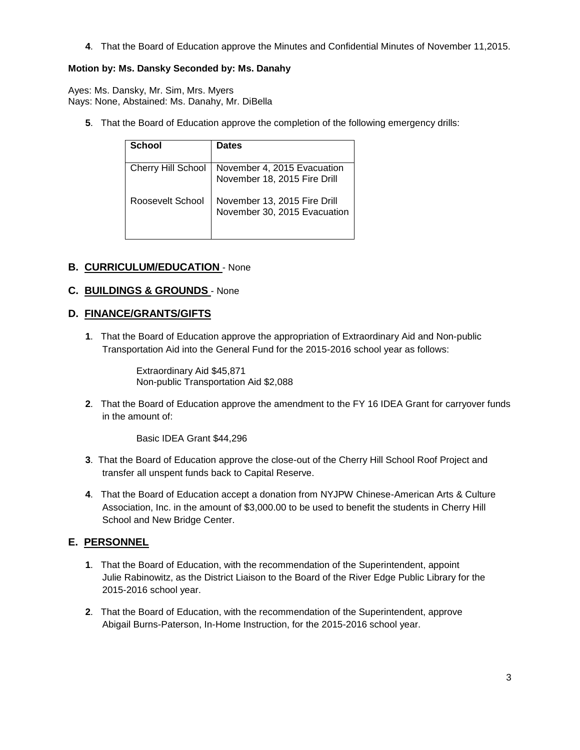**4**. That the Board of Education approve the Minutes and Confidential Minutes of November 11,2015.

**Motion by: Ms. Dansky Seconded by: Ms. Danahy**

Ayes: Ms. Dansky, Mr. Sim, Mrs. Myers
Nays: None, Abstained: Ms. Danahy, Mr. DiBella

**5**. That the Board of Education approve the completion of the following emergency drills:

| School | Dates |
|---|---|
| Cherry Hill School | November 4, 2015 Evacuation<br>November 18, 2015 Fire Drill |
| Roosevelt School | November 13, 2015 Fire Drill<br>November 30, 2015 Evacuation |

## B. CURRICULUM/EDUCATION - None

## C. BUILDINGS & GROUNDS - None

## D. FINANCE/GRANTS/GIFTS

**1**. That the Board of Education approve the appropriation of Extraordinary Aid and Non-public Transportation Aid into the General Fund for the 2015-2016 school year as follows:

Extraordinary Aid $45,871
Non-public Transportation Aid $2,088

**2**. That the Board of Education approve the amendment to the FY 16 IDEA Grant for carryover funds in the amount of:

Basic IDEA Grant $44,296

**3**. That the Board of Education approve the close-out of the Cherry Hill School Roof Project and transfer all unspent funds back to Capital Reserve.

**4**. That the Board of Education accept a donation from NYJPW Chinese-American Arts & Culture Association, Inc. in the amount of $3,000.00 to be used to benefit the students in Cherry Hill School and New Bridge Center.

## E. PERSONNEL

**1**. That the Board of Education, with the recommendation of the Superintendent, appoint Julie Rabinowitz, as the District Liaison to the Board of the River Edge Public Library for the 2015-2016 school year.

**2**. That the Board of Education, with the recommendation of the Superintendent, approve Abigail Burns-Paterson, In-Home Instruction, for the 2015-2016 school year.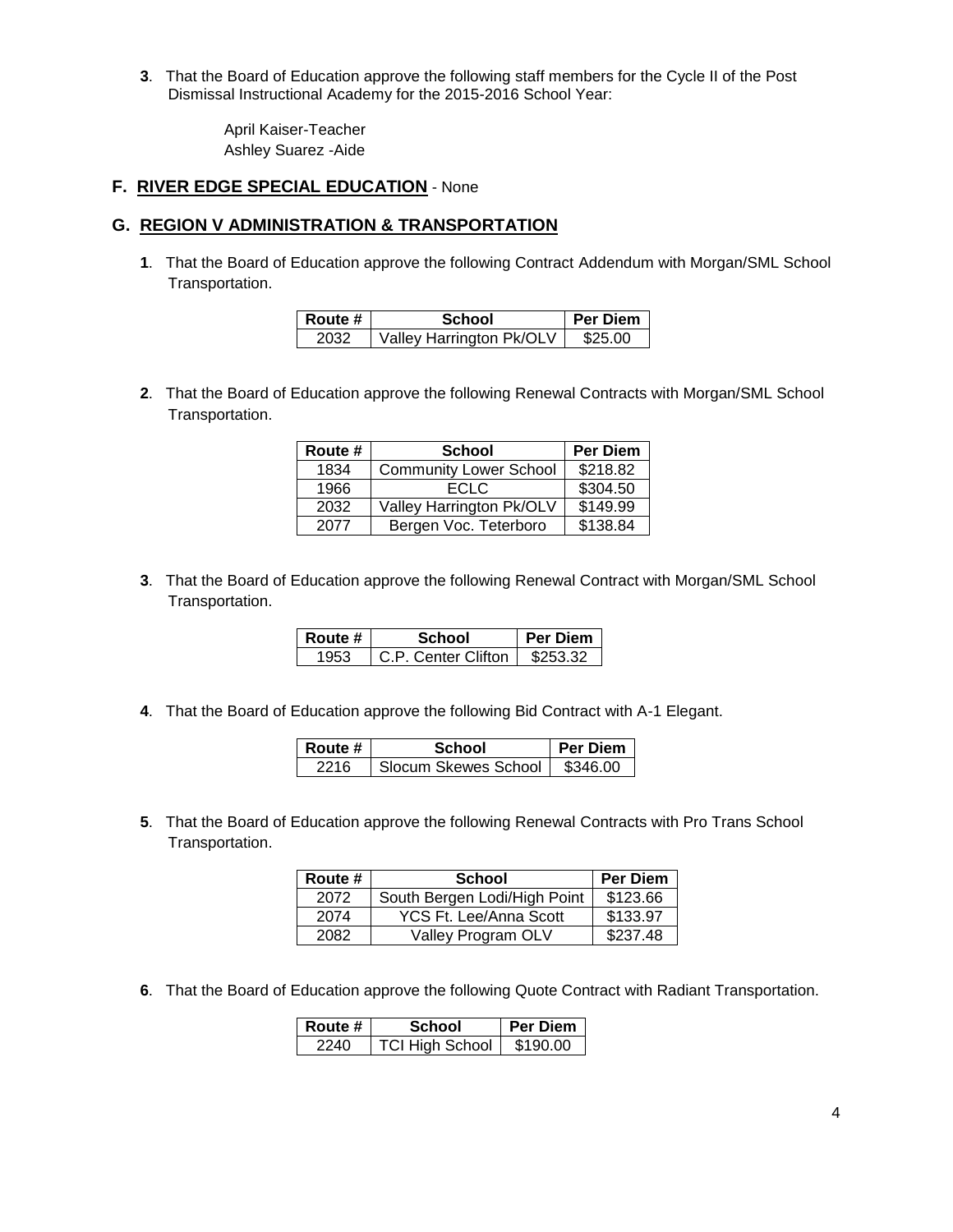**3**. That the Board of Education approve the following staff members for the Cycle II of the Post Dismissal Instructional Academy for the 2015-2016 School Year:

April Kaiser-Teacher
Ashley Suarez -Aide

## F. RIVER EDGE SPECIAL EDUCATION - None

## G. REGION V ADMINISTRATION & TRANSPORTATION

**1**. That the Board of Education approve the following Contract Addendum with Morgan/SML School Transportation.

| Route # | School | Per Diem |
|---|---|---|
| 2032 | Valley Harrington Pk/OLV | $25.00 |

**2**. That the Board of Education approve the following Renewal Contracts with Morgan/SML School Transportation.

| Route # | School | Per Diem |
|---|---|---|
| 1834 | Community Lower School | $218.82 |
| 1966 | ECLC | $304.50 |
| 2032 | Valley Harrington Pk/OLV | $149.99 |
| 2077 | Bergen Voc. Teterboro | $138.84 |

**3**. That the Board of Education approve the following Renewal Contract with Morgan/SML School Transportation.

| Route # | School | Per Diem |
|---|---|---|
| 1953 | C.P. Center Clifton | $253.32 |

**4**. That the Board of Education approve the following Bid Contract with A-1 Elegant.

| Route # | School | Per Diem |
|---|---|---|
| 2216 | Slocum Skewes School | $346.00 |

**5**. That the Board of Education approve the following Renewal Contracts with Pro Trans School Transportation.

| Route # | School | Per Diem |
|---|---|---|
| 2072 | South Bergen Lodi/High Point | $123.66 |
| 2074 | YCS Ft. Lee/Anna Scott | $133.97 |
| 2082 | Valley Program OLV | $237.48 |

**6**. That the Board of Education approve the following Quote Contract with Radiant Transportation.

| Route # | School | Per Diem |
|---|---|---|
| 2240 | TCI High School | $190.00 |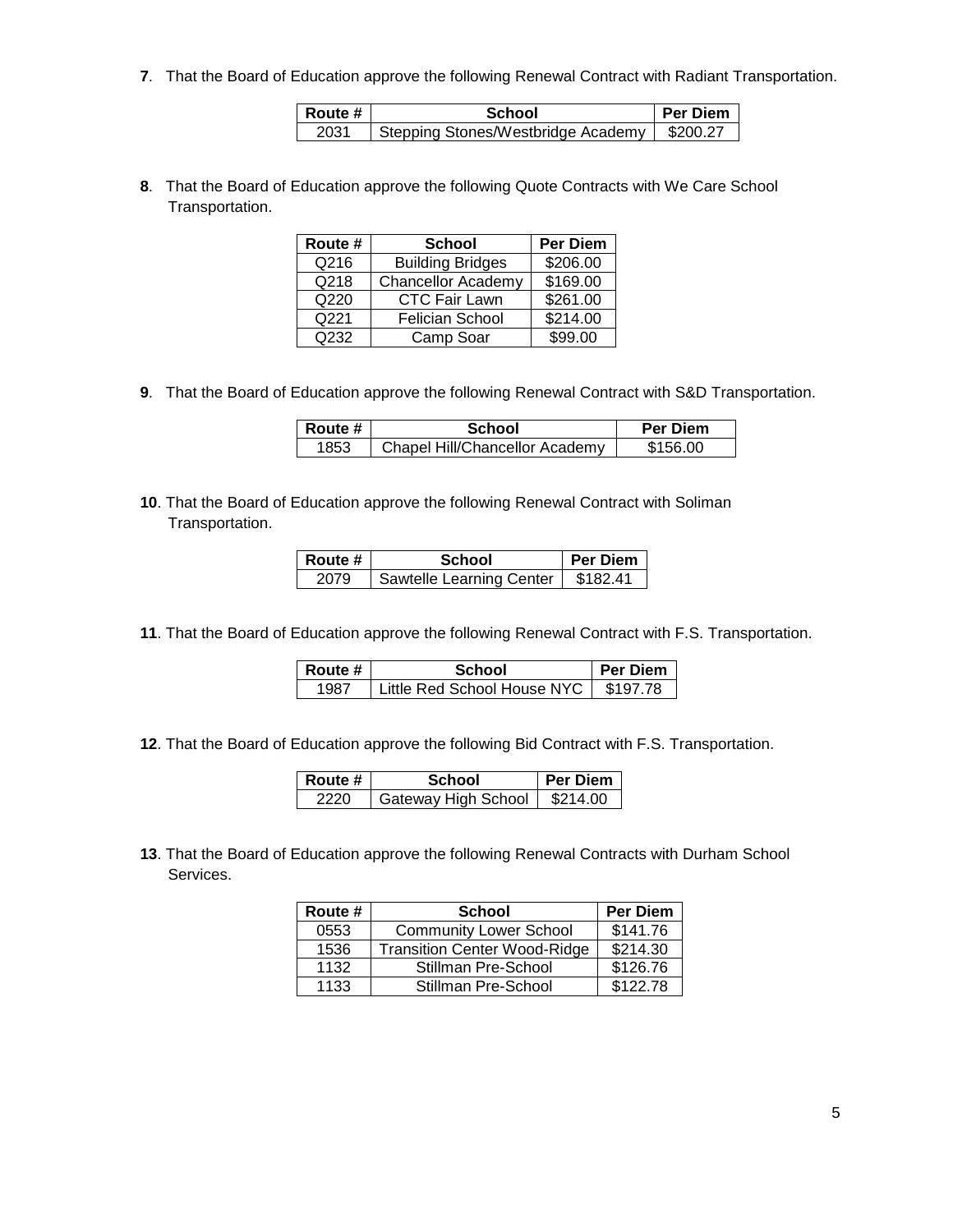**7**. That the Board of Education approve the following Renewal Contract with Radiant Transportation.

| Route # | School | Per Diem |
|---|---|---|
| 2031 | Stepping Stones/Westbridge Academy | $200.27 |

**8**. That the Board of Education approve the following Quote Contracts with We Care School Transportation.

| Route # | School | Per Diem |
|---|---|---|
| Q216 | Building Bridges | $206.00 |
| Q218 | Chancellor Academy | $169.00 |
| Q220 | CTC Fair Lawn | $261.00 |
| Q221 | Felician School | $214.00 |
| Q232 | Camp Soar | $99.00 |

**9**. That the Board of Education approve the following Renewal Contract with S&D Transportation.

| Route # | School | Per Diem |
|---|---|---|
| 1853 | Chapel Hill/Chancellor Academy | $156.00 |

**10**. That the Board of Education approve the following Renewal Contract with Soliman Transportation.

| Route # | School | Per Diem |
|---|---|---|
| 2079 | Sawtelle Learning Center | $182.41 |

**11**. That the Board of Education approve the following Renewal Contract with F.S. Transportation.

| Route # | School | Per Diem |
|---|---|---|
| 1987 | Little Red School House NYC | $197.78 |

**12**. That the Board of Education approve the following Bid Contract with F.S. Transportation.

| Route # | School | Per Diem |
|---|---|---|
| 2220 | Gateway High School | $214.00 |

**13**. That the Board of Education approve the following Renewal Contracts with Durham School Services.

| Route # | School | Per Diem |
|---|---|---|
| 0553 | Community Lower School | $141.76 |
| 1536 | Transition Center Wood-Ridge | $214.30 |
| 1132 | Stillman Pre-School | $126.76 |
| 1133 | Stillman Pre-School | $122.78 |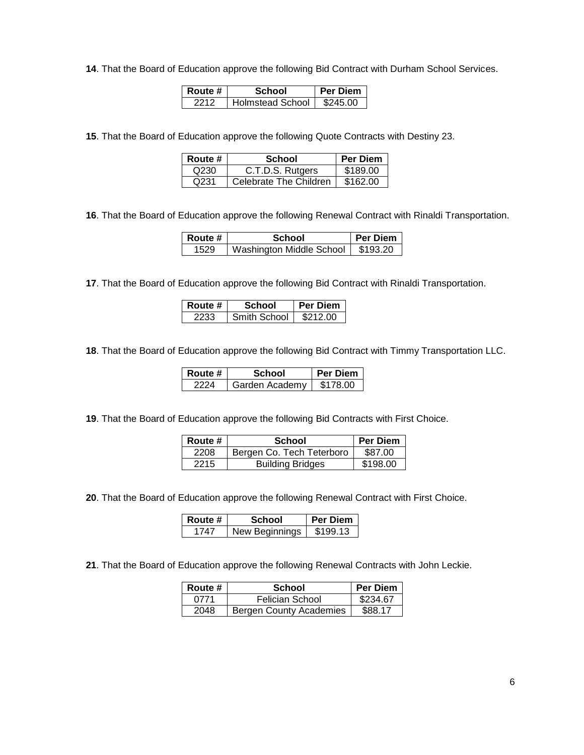**14**. That the Board of Education approve the following Bid Contract with Durham School Services.

| Route # | School | Per Diem |
| --- | --- | --- |
| 2212 | Holmstead School | $245.00 |

**15**. That the Board of Education approve the following Quote Contracts with Destiny 23.

| Route # | School | Per Diem |
| --- | --- | --- |
| Q230 | C.T.D.S. Rutgers | $189.00 |
| Q231 | Celebrate The Children | $162.00 |

**16**. That the Board of Education approve the following Renewal Contract with Rinaldi Transportation.

| Route # | School | Per Diem |
| --- | --- | --- |
| 1529 | Washington Middle School | $193.20 |

**17**. That the Board of Education approve the following Bid Contract with Rinaldi Transportation.

| Route # | School | Per Diem |
| --- | --- | --- |
| 2233 | Smith School | $212.00 |

**18**. That the Board of Education approve the following Bid Contract with Timmy Transportation LLC.

| Route # | School | Per Diem |
| --- | --- | --- |
| 2224 | Garden Academy | $178.00 |

**19**. That the Board of Education approve the following Bid Contracts with First Choice.

| Route # | School | Per Diem |
| --- | --- | --- |
| 2208 | Bergen Co. Tech Teterboro | $87.00 |
| 2215 | Building Bridges | $198.00 |

**20**. That the Board of Education approve the following Renewal Contract with First Choice.

| Route # | School | Per Diem |
| --- | --- | --- |
| 1747 | New Beginnings | $199.13 |

**21**. That the Board of Education approve the following Renewal Contracts with John Leckie.

| Route # | School | Per Diem |
| --- | --- | --- |
| 0771 | Felician School | $234.67 |
| 2048 | Bergen County Academies | $88.17 |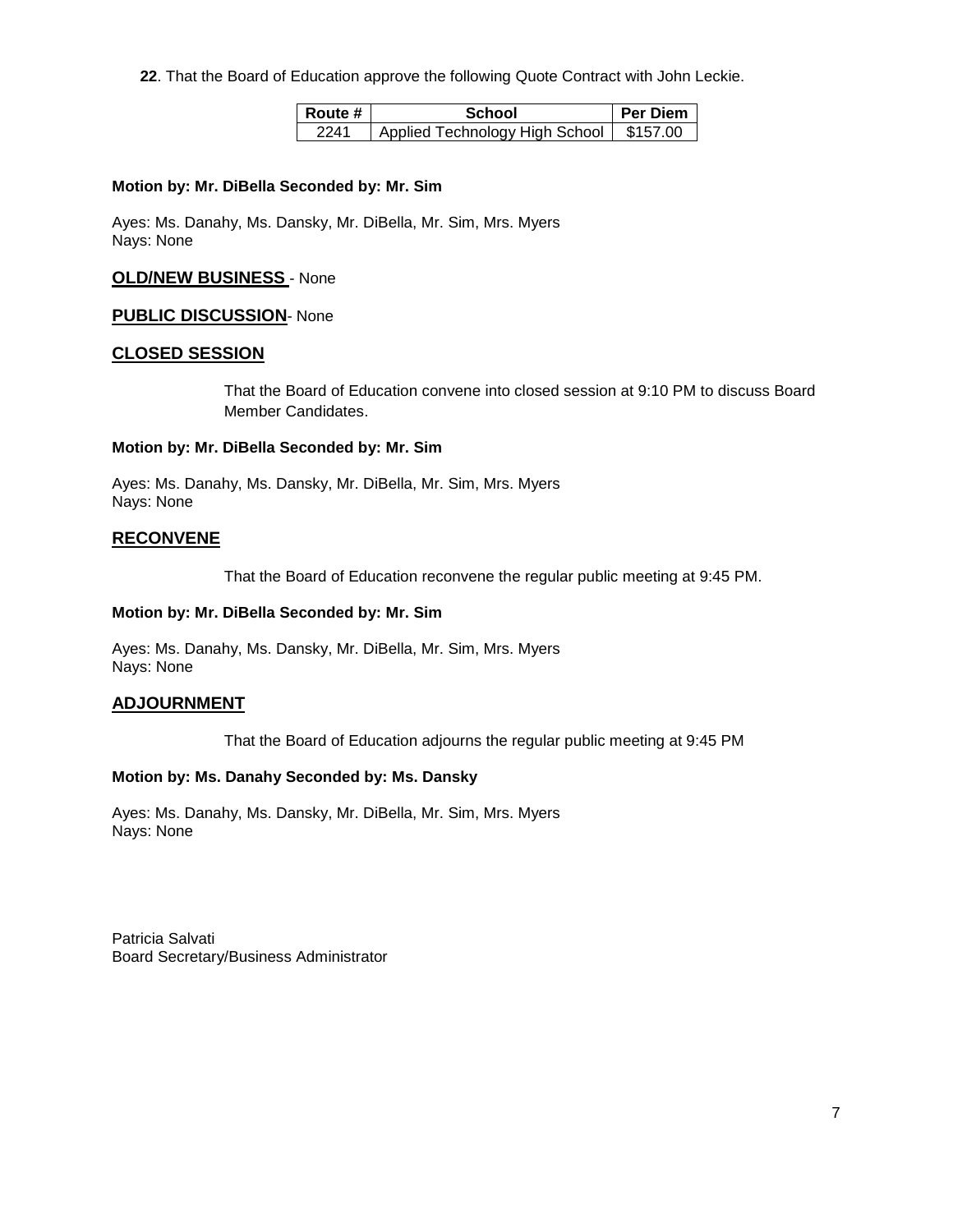**22**. That the Board of Education approve the following Quote Contract with John Leckie.

| Route # | School | Per Diem |
|---|---|---|
| 2241 | Applied Technology High School | $157.00 |

**Motion by: Mr. DiBella Seconded by: Mr. Sim**

Ayes: Ms. Danahy, Ms. Dansky, Mr. DiBella, Mr. Sim, Mrs. Myers
Nays: None

**OLD/NEW BUSINESS** - None

**PUBLIC DISCUSSION**- None

## CLOSED SESSION

That the Board of Education convene into closed session at 9:10 PM to discuss Board Member Candidates.

**Motion by: Mr. DiBella Seconded by: Mr. Sim**

Ayes: Ms. Danahy, Ms. Dansky, Mr. DiBella, Mr. Sim, Mrs. Myers
Nays: None

## RECONVENE

That the Board of Education reconvene the regular public meeting at 9:45 PM.

**Motion by: Mr. DiBella Seconded by: Mr. Sim**

Ayes: Ms. Danahy, Ms. Dansky, Mr. DiBella, Mr. Sim, Mrs. Myers
Nays: None

## ADJOURNMENT

That the Board of Education adjourns the regular public meeting at 9:45 PM

**Motion by: Ms. Danahy Seconded by: Ms. Dansky**

Ayes: Ms. Danahy, Ms. Dansky, Mr. DiBella, Mr. Sim, Mrs. Myers
Nays: None

Patricia Salvati
Board Secretary/Business Administrator